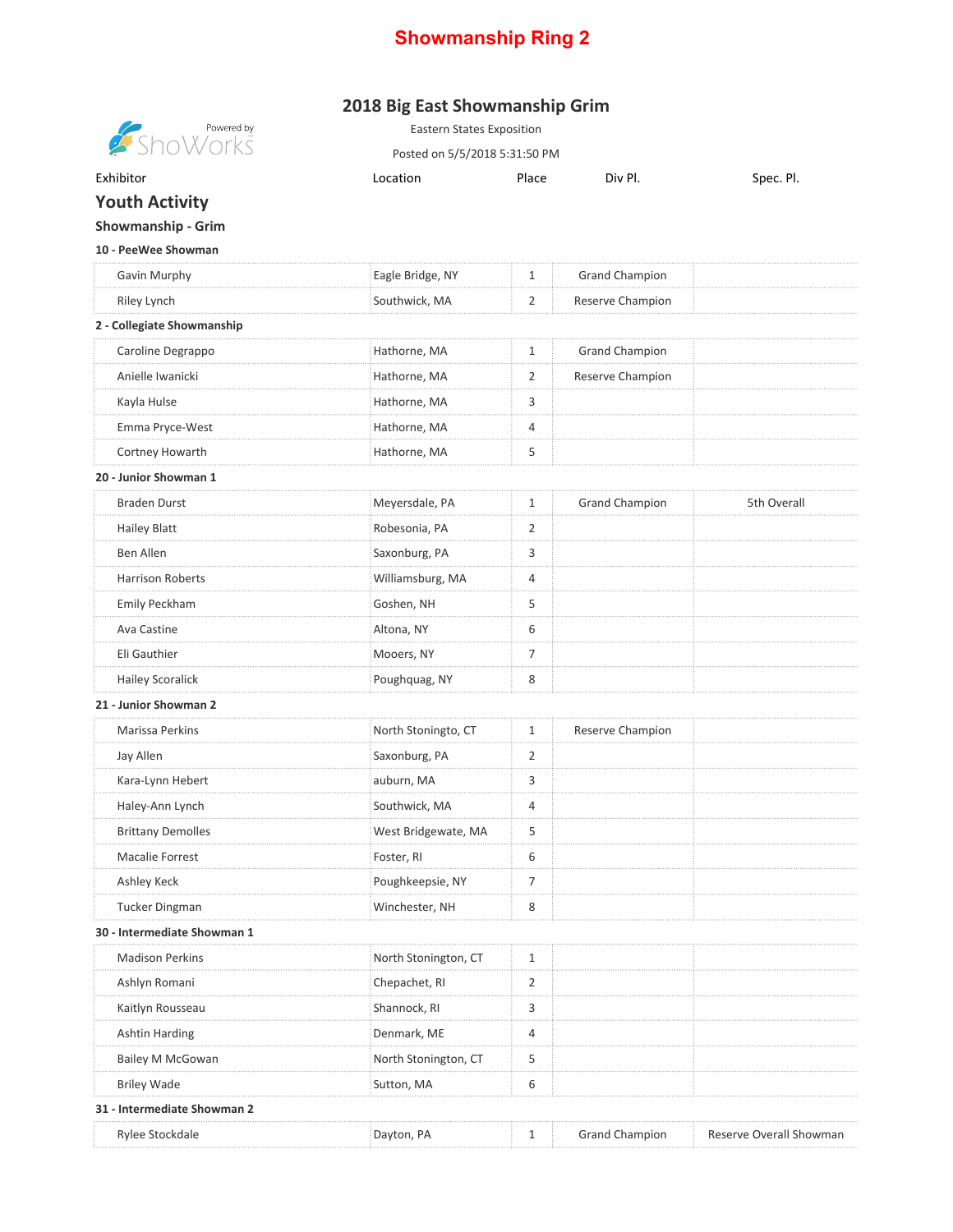# Showmanship Ring 2

## 2018 Big East Showmanship Grim

Eastern States Exposition

Posted on 5/5/2018 5:31:50 PM

Powered by ShoWorks

| Exhibitor | Location | Place | Div Pl. | Spec. Pl. |
|---|---|---|---|---|

## Youth Activity

### Showmanship - Grim

#### 10 - PeeWee Showman

| Exhibitor | Location | Place | Div Pl. | Spec. Pl. |
|---|---|---|---|---|
| Gavin Murphy | Eagle Bridge, NY | 1 | Grand Champion | |
| Riley Lynch | Southwick, MA | 2 | Reserve Champion | |

#### 2 - Collegiate Showmanship

| Exhibitor | Location | Place | Div Pl. | Spec. Pl. |
|---|---|---|---|---|
| Caroline Degrappo | Hathorne, MA | 1 | Grand Champion | |
| Anielle Iwanicki | Hathorne, MA | 2 | Reserve Champion | |
| Kayla Hulse | Hathorne, MA | 3 | | |
| Emma Pryce-West | Hathorne, MA | 4 | | |
| Cortney Howarth | Hathorne, MA | 5 | | |

#### 20 - Junior Showman 1

| Exhibitor | Location | Place | Div Pl. | Spec. Pl. |
|---|---|---|---|---|
| Braden Durst | Meyersdale, PA | 1 | Grand Champion | 5th Overall |
| Hailey Blatt | Robesonia, PA | 2 | | |
| Ben Allen | Saxonburg, PA | 3 | | |
| Harrison Roberts | Williamsburg, MA | 4 | | |
| Emily Peckham | Goshen, NH | 5 | | |
| Ava Castine | Altona, NY | 6 | | |
| Eli Gauthier | Mooers, NY | 7 | | |
| Hailey Scoralick | Poughquag, NY | 8 | | |

#### 21 - Junior Showman 2

| Exhibitor | Location | Place | Div Pl. | Spec. Pl. |
|---|---|---|---|---|
| Marissa Perkins | North Stoningto, CT | 1 | Reserve Champion | |
| Jay Allen | Saxonburg, PA | 2 | | |
| Kara-Lynn Hebert | auburn, MA | 3 | | |
| Haley-Ann Lynch | Southwick, MA | 4 | | |
| Brittany Demolles | West Bridgewate, MA | 5 | | |
| Macalie Forrest | Foster, RI | 6 | | |
| Ashley Keck | Poughkeepsie, NY | 7 | | |
| Tucker Dingman | Winchester, NH | 8 | | |

#### 30 - Intermediate Showman 1

| Exhibitor | Location | Place | Div Pl. | Spec. Pl. |
|---|---|---|---|---|
| Madison Perkins | North Stonington, CT | 1 | | |
| Ashlyn Romani | Chepachet, RI | 2 | | |
| Kaitlyn Rousseau | Shannock, RI | 3 | | |
| Ashtin Harding | Denmark, ME | 4 | | |
| Bailey M McGowan | North Stonington, CT | 5 | | |
| Briley Wade | Sutton, MA | 6 | | |

#### 31 - Intermediate Showman 2

| Exhibitor | Location | Place | Div Pl. | Spec. Pl. |
|---|---|---|---|---|
| Rylee Stockdale | Dayton, PA | 1 | Grand Champion | Reserve Overall Showman |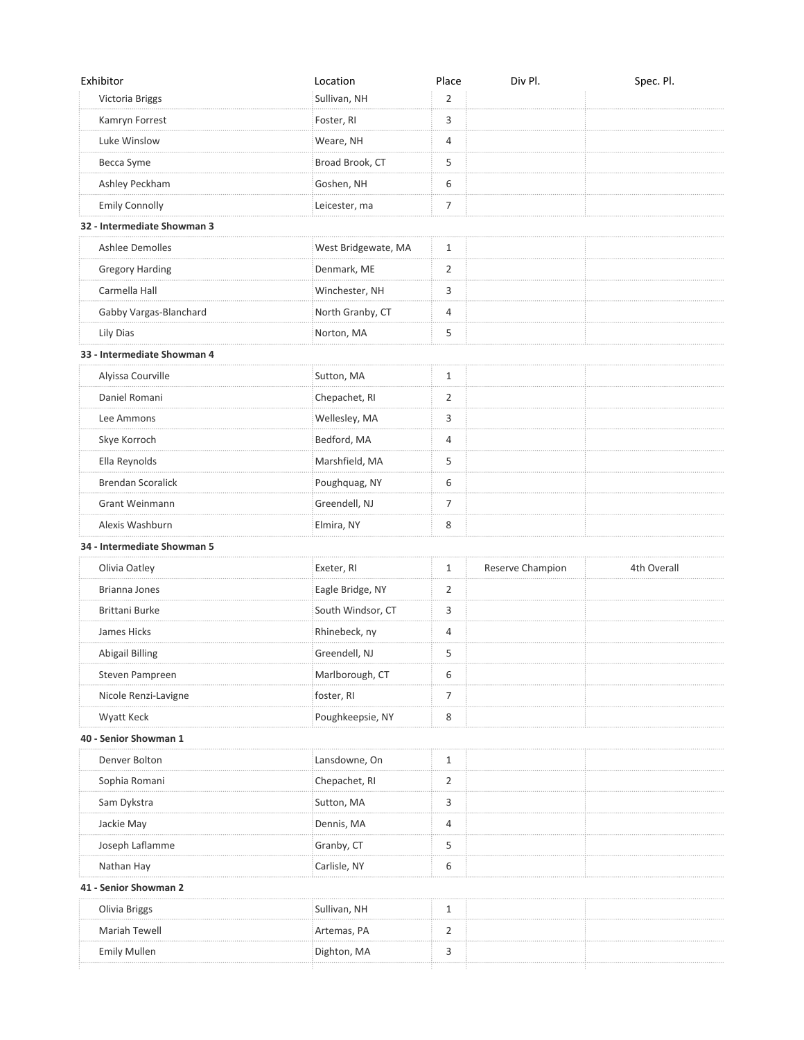| Exhibitor | Location | Place | Div Pl. | Spec. Pl. |
|---|---|---|---|---|
| Victoria Briggs | Sullivan, NH | 2 | | |
| Kamryn Forrest | Foster, RI | 3 | | |
| Luke Winslow | Weare, NH | 4 | | |
| Becca Syme | Broad Brook, CT | 5 | | |
| Ashley Peckham | Goshen, NH | 6 | | |
| Emily Connolly | Leicester, ma | 7 | | |
| **32 - Intermediate Showman 3** | | | | |
| Ashlee Demolles | West Bridgewate, MA | 1 | | |
| Gregory Harding | Denmark, ME | 2 | | |
| Carmella Hall | Winchester, NH | 3 | | |
| Gabby Vargas-Blanchard | North Granby, CT | 4 | | |
| Lily Dias | Norton, MA | 5 | | |
| **33 - Intermediate Showman 4** | | | | |
| Alyissa Courville | Sutton, MA | 1 | | |
| Daniel Romani | Chepachet, RI | 2 | | |
| Lee Ammons | Wellesley, MA | 3 | | |
| Skye Korroch | Bedford, MA | 4 | | |
| Ella Reynolds | Marshfield, MA | 5 | | |
| Brendan Scoralick | Poughquag, NY | 6 | | |
| Grant Weinmann | Greendell, NJ | 7 | | |
| Alexis Washburn | Elmira, NY | 8 | | |
| **34 - Intermediate Showman 5** | | | | |
| Olivia Oatley | Exeter, RI | 1 | Reserve Champion | 4th Overall |
| Brianna Jones | Eagle Bridge, NY | 2 | | |
| Brittani Burke | South Windsor, CT | 3 | | |
| James Hicks | Rhinebeck, ny | 4 | | |
| Abigail Billing | Greendell, NJ | 5 | | |
| Steven Pampreen | Marlborough, CT | 6 | | |
| Nicole Renzi-Lavigne | foster, RI | 7 | | |
| Wyatt Keck | Poughkeepsie, NY | 8 | | |
| **40 - Senior Showman 1** | | | | |
| Denver Bolton | Lansdowne, On | 1 | | |
| Sophia Romani | Chepachet, RI | 2 | | |
| Sam Dykstra | Sutton, MA | 3 | | |
| Jackie May | Dennis, MA | 4 | | |
| Joseph Laflamme | Granby, CT | 5 | | |
| Nathan Hay | Carlisle, NY | 6 | | |
| **41 - Senior Showman 2** | | | | |
| Olivia Briggs | Sullivan, NH | 1 | | |
| Mariah Tewell | Artemas, PA | 2 | | |
| Emily Mullen | Dighton, MA | 3 | | |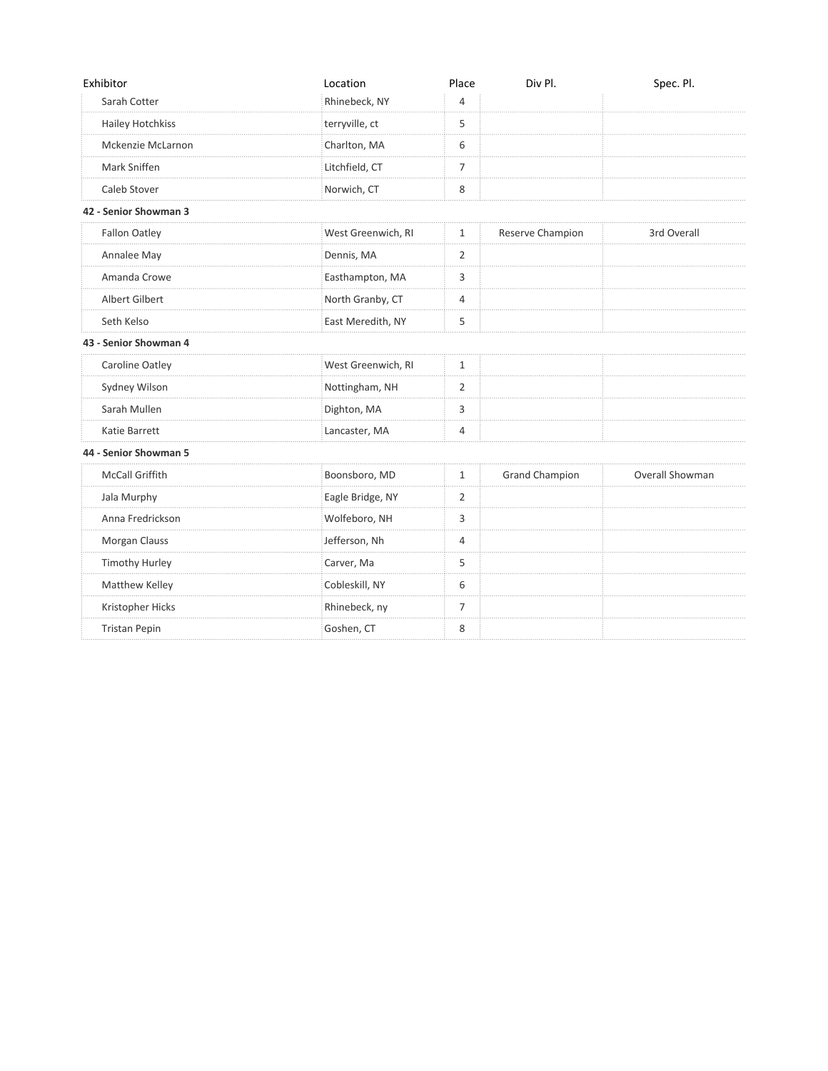| Exhibitor | Location | Place | Div Pl. | Spec. Pl. |
|---|---|---|---|---|
| Sarah Cotter | Rhinebeck, NY | 4 | | |
| Hailey Hotchkiss | terryville, ct | 5 | | |
| Mckenzie McLarnon | Charlton, MA | 6 | | |
| Mark Sniffen | Litchfield, CT | 7 | | |
| Caleb Stover | Norwich, CT | 8 | | |
| **42 - Senior Showman 3** | | | | |
| Fallon Oatley | West Greenwich, RI | 1 | Reserve Champion | 3rd Overall |
| Annalee May | Dennis, MA | 2 | | |
| Amanda Crowe | Easthampton, MA | 3 | | |
| Albert Gilbert | North Granby, CT | 4 | | |
| Seth Kelso | East Meredith, NY | 5 | | |
| **43 - Senior Showman 4** | | | | |
| Caroline Oatley | West Greenwich, RI | 1 | | |
| Sydney Wilson | Nottingham, NH | 2 | | |
| Sarah Mullen | Dighton, MA | 3 | | |
| Katie Barrett | Lancaster, MA | 4 | | |
| **44 - Senior Showman 5** | | | | |
| McCall Griffith | Boonsboro, MD | 1 | Grand Champion | Overall Showman |
| Jala Murphy | Eagle Bridge, NY | 2 | | |
| Anna Fredrickson | Wolfeboro, NH | 3 | | |
| Morgan Clauss | Jefferson, Nh | 4 | | |
| Timothy Hurley | Carver, Ma | 5 | | |
| Matthew Kelley | Cobleskill, NY | 6 | | |
| Kristopher Hicks | Rhinebeck, ny | 7 | | |
| Tristan Pepin | Goshen, CT | 8 | | |